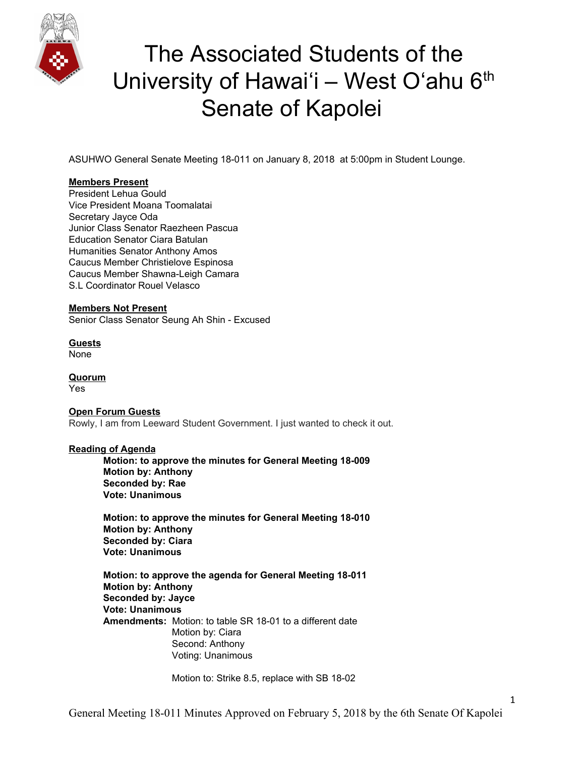# The Associated Students of the University of Hawaiʻi – West Oʻahu 6th Senate of Kapolei

ASUHWO General Senate Meeting 18-011 on January 8, 2018 at 5:00pm in Student Lounge.

**Members Present**
President Lehua Gould
Vice President Moana Toomalatai
Secretary Jayce Oda
Junior Class Senator Raezheen Pascua
Education Senator Ciara Batulan
Humanities Senator Anthony Amos
Caucus Member Christielove Espinosa
Caucus Member Shawna-Leigh Camara
S.L Coordinator Rouel Velasco

**Members Not Present**
Senior Class Senator Seung Ah Shin - Excused

**Guests**
None

**Quorum**
Yes

**Open Forum Guests**
Rowly, I am from Leeward Student Government. I just wanted to check it out.

**Reading of Agenda**

> **Motion: to approve the minutes for General Meeting 18-009**
> **Motion by: Anthony**
> **Seconded by: Rae**
> **Vote: Unanimous**
>
> **Motion: to approve the minutes for General Meeting 18-010**
> **Motion by: Anthony**
> **Seconded by: Ciara**
> **Vote: Unanimous**
>
> **Motion: to approve the agenda for General Meeting 18-011**
> **Motion by: Anthony**
> **Seconded by: Jayce**
> **Vote: Unanimous**
> **Amendments:** Motion: to table SR 18-01 to a different date
> Motion by: Ciara
> Second: Anthony
> Voting: Unanimous
>
> Motion to: Strike 8.5, replace with SB 18-02

General Meeting 18-011 Minutes Approved on February 5, 2018 by the 6th Senate Of Kapolei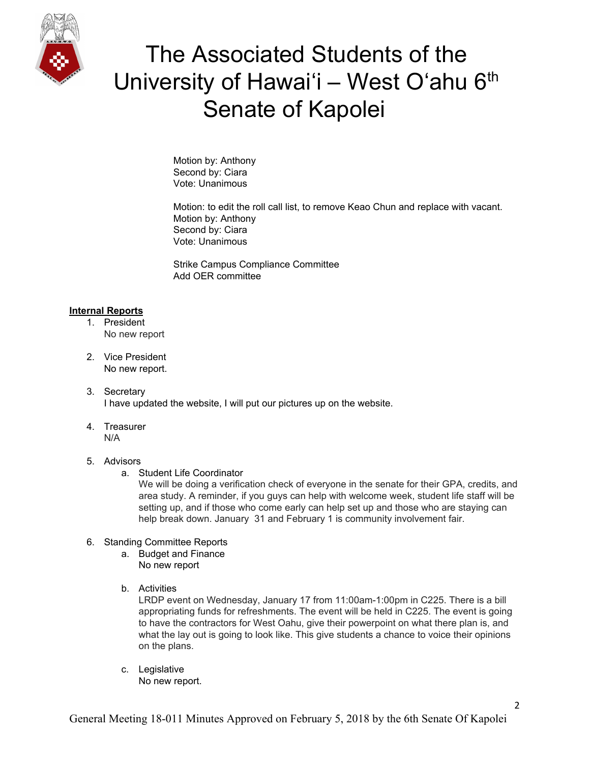Motion by: Anthony
Second by: Ciara
Vote: Unanimous

Motion: to edit the roll call list, to remove Keao Chun and replace with vacant.
Motion by: Anthony
Second by: Ciara
Vote: Unanimous

Strike Campus Compliance Committee
Add OER committee

**Internal Reports**

1. President
   No new report

2. Vice President
   No new report.

3. Secretary
   I have updated the website, I will put our pictures up on the website.

4. Treasurer
   N/A

5. Advisors
   a. Student Life Coordinator
      We will be doing a verification check of everyone in the senate for their GPA, credits, and area study. A reminder, if you guys can help with welcome week, student life staff will be setting up, and if those who come early can help set up and those who are staying can help break down. January 31 and February 1 is community involvement fair.

6. Standing Committee Reports
   a. Budget and Finance
      No new report

   b. Activities
      LRDP event on Wednesday, January 17 from 11:00am-1:00pm in C225. There is a bill appropriating funds for refreshments. The event will be held in C225. The event is going to have the contractors for West Oahu, give their powerpoint on what there plan is, and what the lay out is going to look like. This give students a chance to voice their opinions on the plans.

   c. Legislative
      No new report.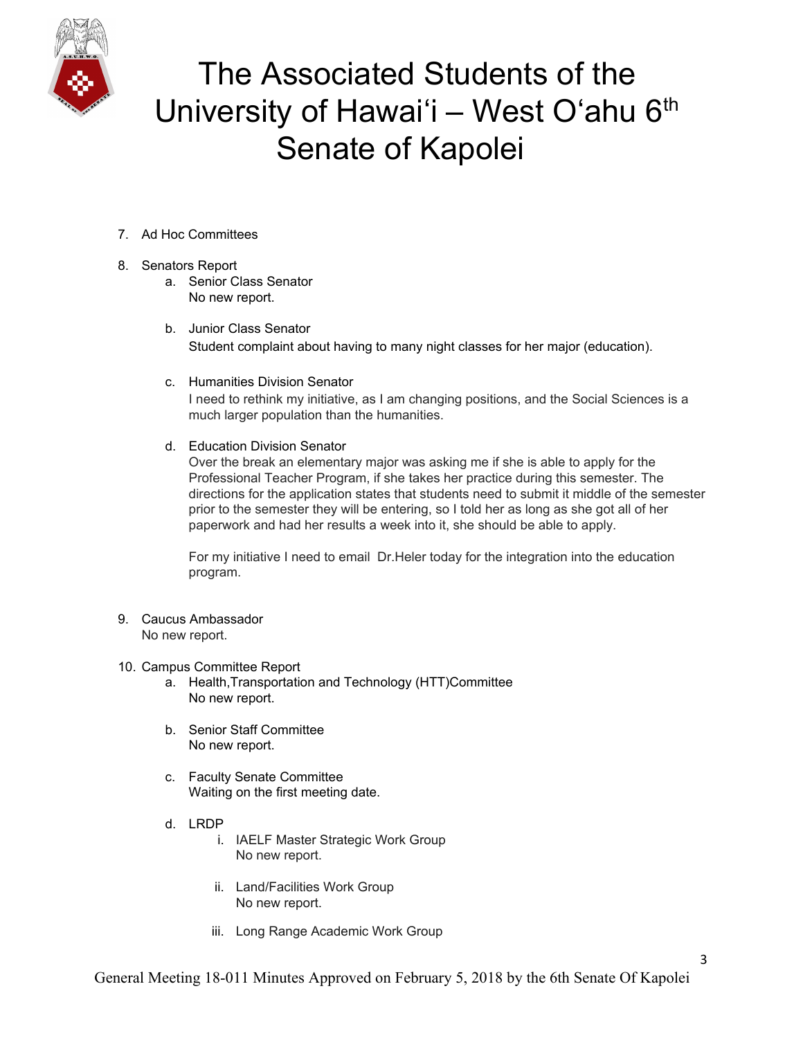7. Ad Hoc Committees

8. Senators Report
   a. Senior Class Senator
      No new report.

   b. Junior Class Senator
      Student complaint about having to many night classes for her major (education).

   c. Humanities Division Senator
      I need to rethink my initiative, as I am changing positions, and the Social Sciences is a much larger population than the humanities.

   d. Education Division Senator
      Over the break an elementary major was asking me if she is able to apply for the Professional Teacher Program, if she takes her practice during this semester. The directions for the application states that students need to submit it middle of the semester prior to the semester they will be entering, so I told her as long as she got all of her paperwork and had her results a week into it, she should be able to apply.

      For my initiative I need to email Dr.Heler today for the integration into the education program.

9. Caucus Ambassador
   No new report.

10. Campus Committee Report
    a. Health,Transportation and Technology (HTT)Committee
       No new report.

    b. Senior Staff Committee
       No new report.

    c. Faculty Senate Committee
       Waiting on the first meeting date.

    d. LRDP
       i. IAELF Master Strategic Work Group
          No new report.

       ii. Land/Facilities Work Group
           No new report.

       iii. Long Range Academic Work Group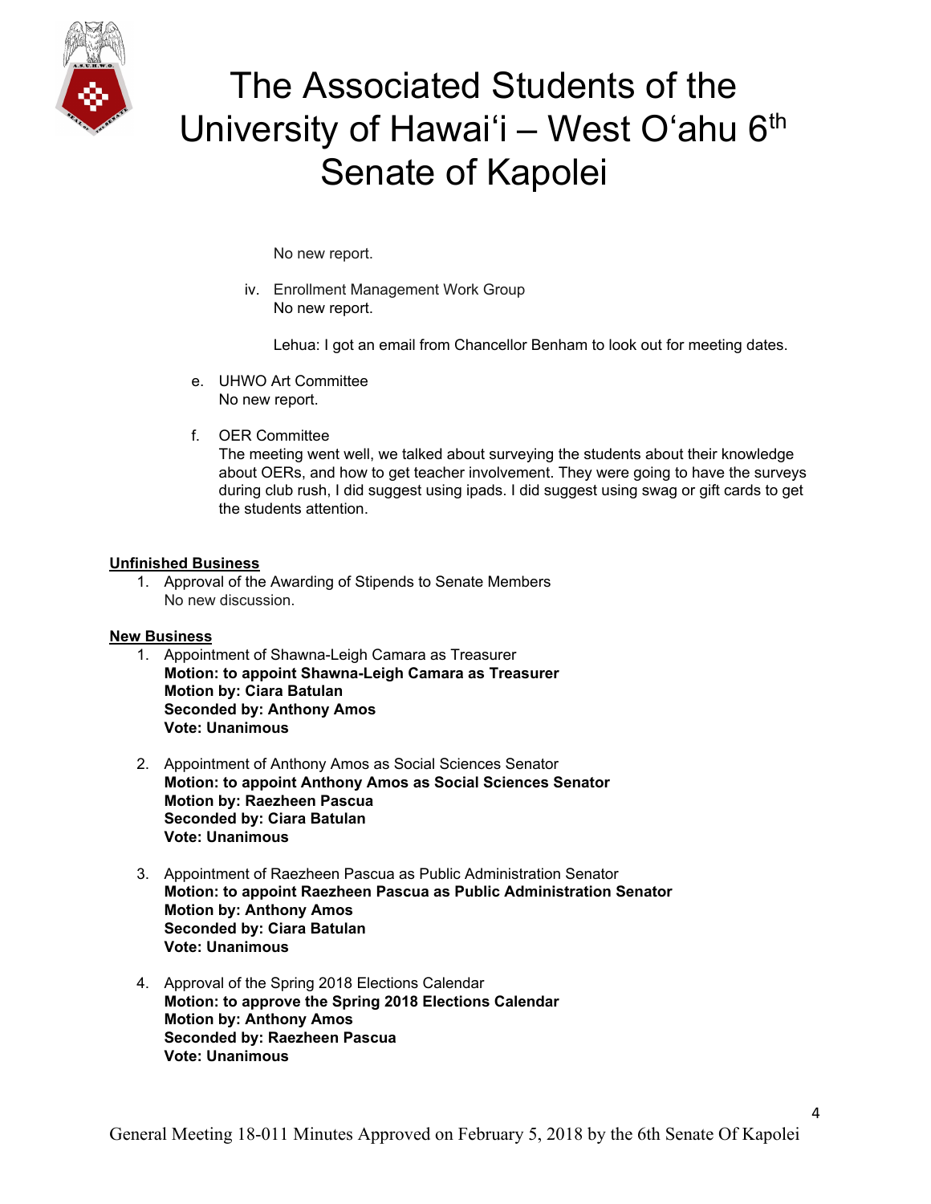No new report.

iv. Enrollment Management Work Group
No new report.

Lehua: I got an email from Chancellor Benham to look out for meeting dates.

e. UHWO Art Committee
No new report.

f. OER Committee
The meeting went well, we talked about surveying the students about their knowledge about OERs, and how to get teacher involvement. They were going to have the surveys during club rush, I did suggest using ipads. I did suggest using swag or gift cards to get the students attention.

**Unfinished Business**

1. Approval of the Awarding of Stipends to Senate Members
No new discussion.

**New Business**

1. Appointment of Shawna-Leigh Camara as Treasurer
**Motion: to appoint Shawna-Leigh Camara as Treasurer**
**Motion by: Ciara Batulan**
**Seconded by: Anthony Amos**
**Vote: Unanimous**

2. Appointment of Anthony Amos as Social Sciences Senator
**Motion: to appoint Anthony Amos as Social Sciences Senator**
**Motion by: Raezheen Pascua**
**Seconded by: Ciara Batulan**
**Vote: Unanimous**

3. Appointment of Raezheen Pascua as Public Administration Senator
**Motion: to appoint Raezheen Pascua as Public Administration Senator**
**Motion by: Anthony Amos**
**Seconded by: Ciara Batulan**
**Vote: Unanimous**

4. Approval of the Spring 2018 Elections Calendar
**Motion: to approve the Spring 2018 Elections Calendar**
**Motion by: Anthony Amos**
**Seconded by: Raezheen Pascua**
**Vote: Unanimous**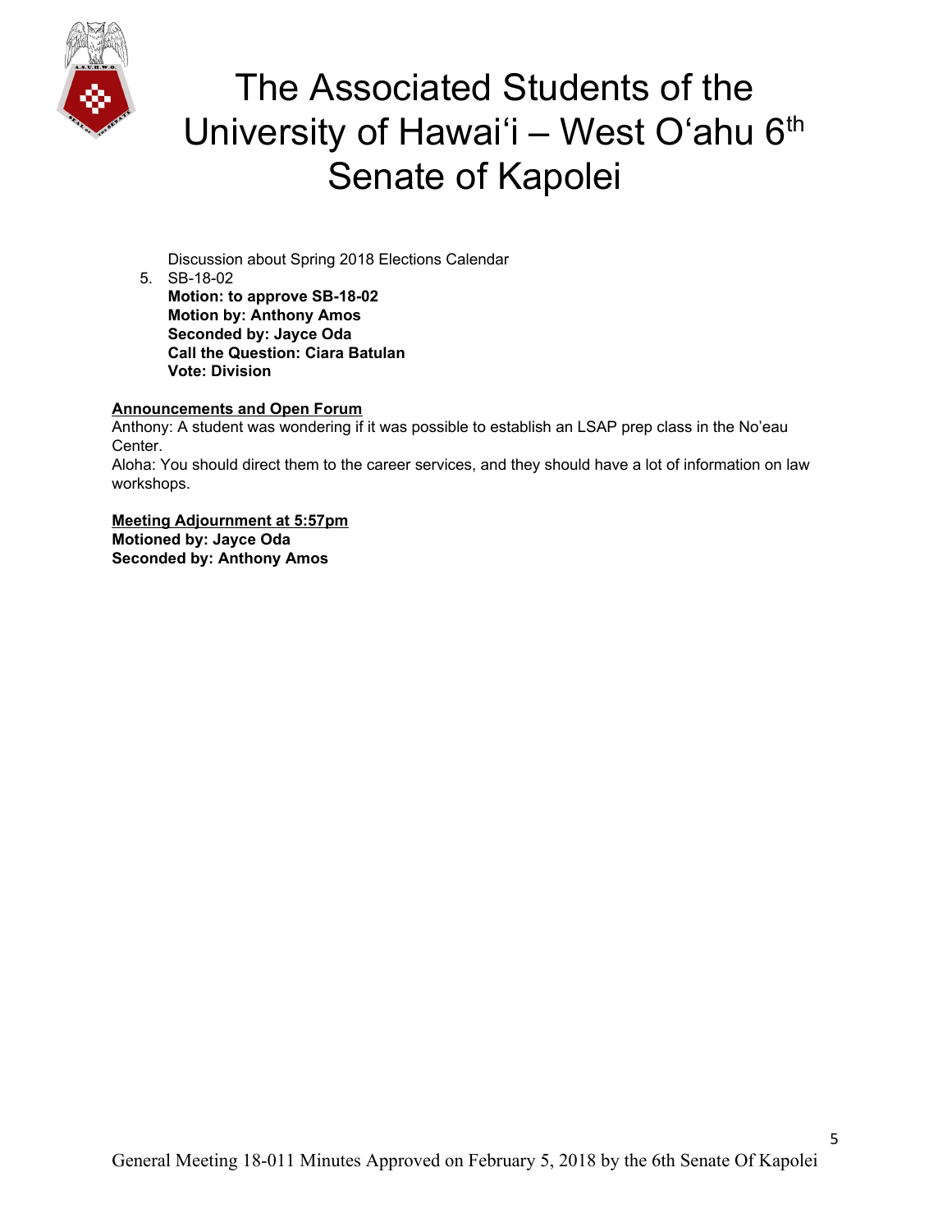Discussion about Spring 2018 Elections Calendar

5. SB-18-02
   **Motion: to approve SB-18-02**
   **Motion by: Anthony Amos**
   **Seconded by: Jayce Oda**
   **Call the Question: Ciara Batulan**
   **Vote: Division**

**Announcements and Open Forum**

Anthony: A student was wondering if it was possible to establish an LSAP prep class in the No'eau Center.
Aloha: You should direct them to the career services, and they should have a lot of information on law workshops.

**Meeting Adjournment at 5:57pm**
**Motioned by: Jayce Oda**
**Seconded by: Anthony Amos**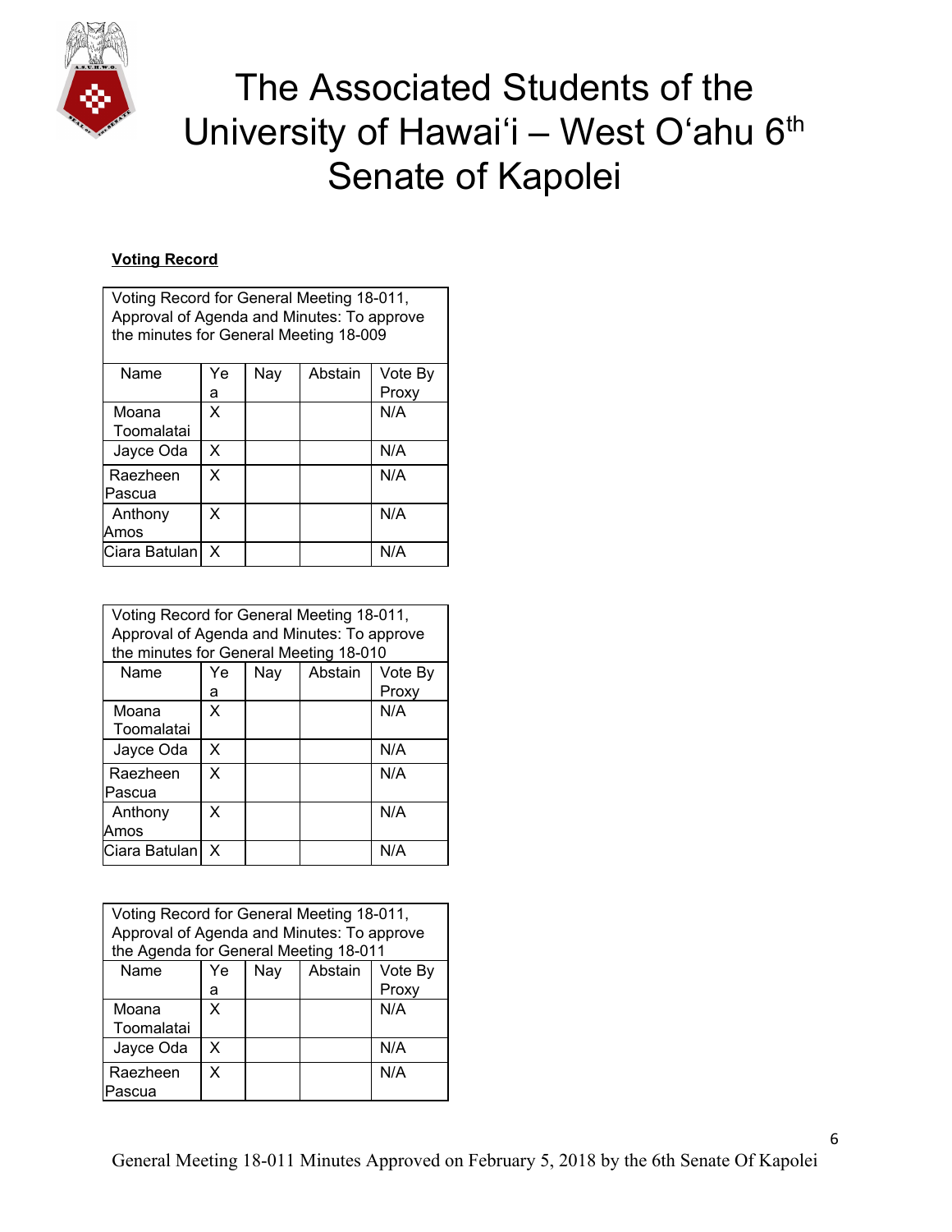# The Associated Students of the University of Hawaiʻi – West Oʻahu 6th Senate of Kapolei

**Voting Record**

| Voting Record for General Meeting 18-011, Approval of Agenda and Minutes: To approve the minutes for General Meeting 18-009 | | | | |
|---|---|---|---|---|
| Name | Yea | Nay | Abstain | Vote By Proxy |
| Moana Toomalatai | X | | | N/A |
| Jayce Oda | X | | | N/A |
| Raezheen Pascua | X | | | N/A |
| Anthony Amos | X | | | N/A |
| Ciara Batulan | X | | | N/A |

| Voting Record for General Meeting 18-011, Approval of Agenda and Minutes: To approve the minutes for General Meeting 18-010 | | | | |
|---|---|---|---|---|
| Name | Yea | Nay | Abstain | Vote By Proxy |
| Moana Toomalatai | X | | | N/A |
| Jayce Oda | X | | | N/A |
| Raezheen Pascua | X | | | N/A |
| Anthony Amos | X | | | N/A |
| Ciara Batulan | X | | | N/A |

| Voting Record for General Meeting 18-011, Approval of Agenda and Minutes: To approve the Agenda for General Meeting 18-011 | | | | |
|---|---|---|---|---|
| Name | Yea | Nay | Abstain | Vote By Proxy |
| Moana Toomalatai | X | | | N/A |
| Jayce Oda | X | | | N/A |
| Raezheen Pascua | X | | | N/A |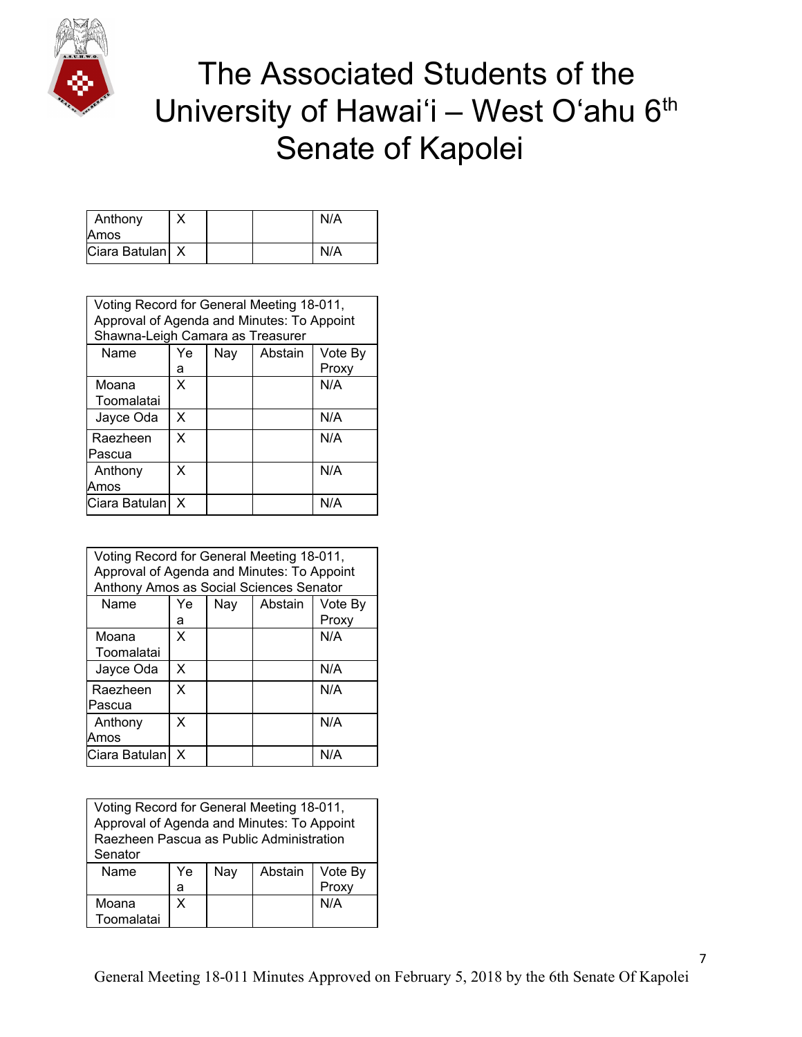# The Associated Students of the University of Hawaiʻi – West Oʻahu 6th Senate of Kapolei

| Anthony Amos | X | | | N/A |
|---|---|---|---|---|
| Ciara Batulan | X | | | N/A |

| Voting Record for General Meeting 18-011, Approval of Agenda and Minutes: To Appoint Shawna-Leigh Camara as Treasurer | | | | |
|---|---|---|---|---|
| Name | Yea | Nay | Abstain | Vote By Proxy |
| Moana Toomalatai | X | | | N/A |
| Jayce Oda | X | | | N/A |
| Raezheen Pascua | X | | | N/A |
| Anthony Amos | X | | | N/A |
| Ciara Batulan | X | | | N/A |

| Voting Record for General Meeting 18-011, Approval of Agenda and Minutes: To Appoint Anthony Amos as Social Sciences Senator | | | | |
|---|---|---|---|---|
| Name | Yea | Nay | Abstain | Vote By Proxy |
| Moana Toomalatai | X | | | N/A |
| Jayce Oda | X | | | N/A |
| Raezheen Pascua | X | | | N/A |
| Anthony Amos | X | | | N/A |
| Ciara Batulan | X | | | N/A |

| Voting Record for General Meeting 18-011, Approval of Agenda and Minutes: To Appoint Raezheen Pascua as Public Administration Senator | | | | |
|---|---|---|---|---|
| Name | Yea | Nay | Abstain | Vote By Proxy |
| Moana Toomalatai | X | | | N/A |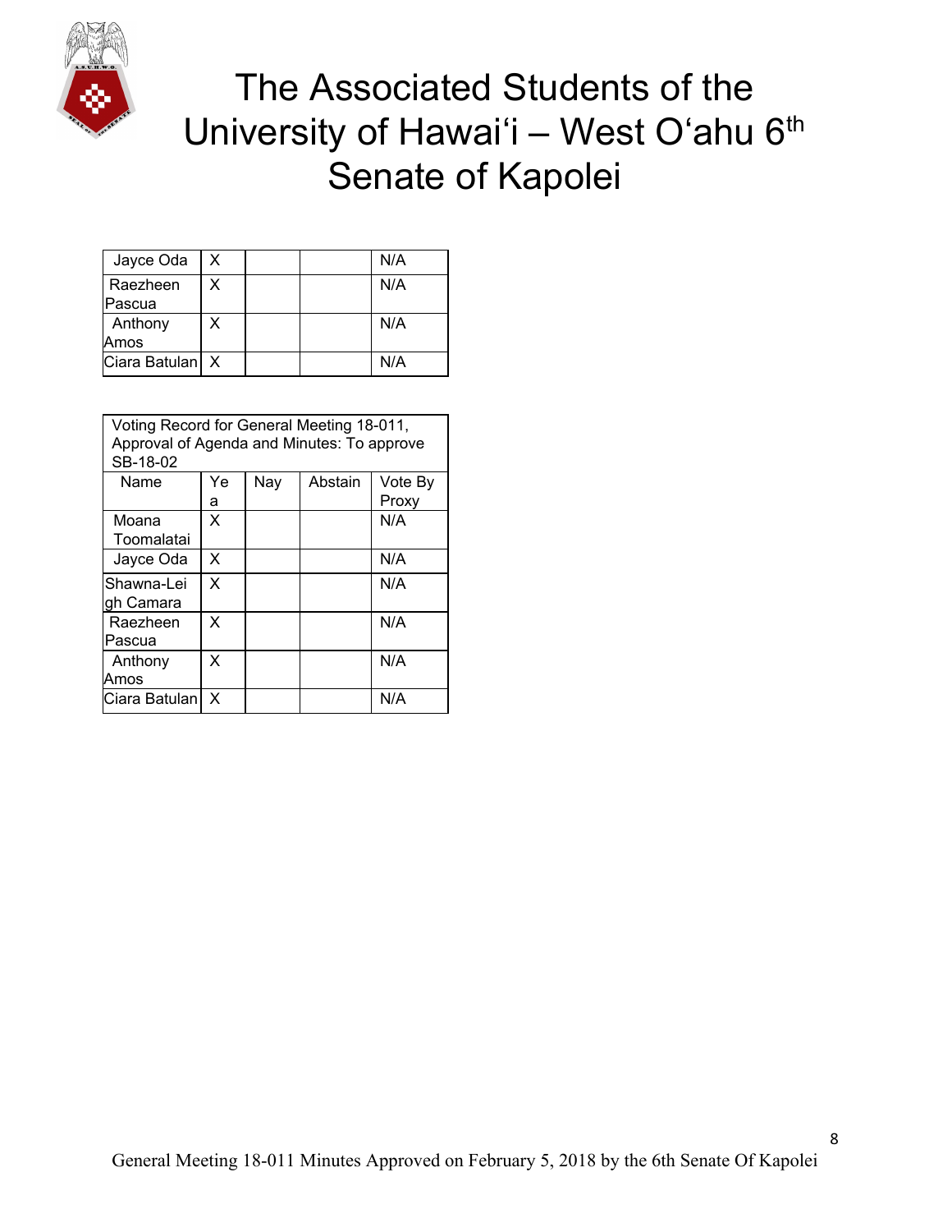# The Associated Students of the University of Hawaiʻi – West Oʻahu 6th Senate of Kapolei

| | | | | |
|---|---|---|---|---|
| Jayce Oda | X | | | N/A |
| Raezheen Pascua | X | | | N/A |
| Anthony Amos | X | | | N/A |
| Ciara Batulan | X | | | N/A |

| Voting Record for General Meeting 18-011, Approval of Agenda and Minutes: To approve SB-18-02 | | | | |
|---|---|---|---|---|
| Name | Yea | Nay | Abstain | Vote By Proxy |
| Moana Toomalatai | X | | | N/A |
| Jayce Oda | X | | | N/A |
| Shawna-Leigh Camara | X | | | N/A |
| Raezheen Pascua | X | | | N/A |
| Anthony Amos | X | | | N/A |
| Ciara Batulan | X | | | N/A |

General Meeting 18-011 Minutes Approved on February 5, 2018 by the 6th Senate Of Kapolei